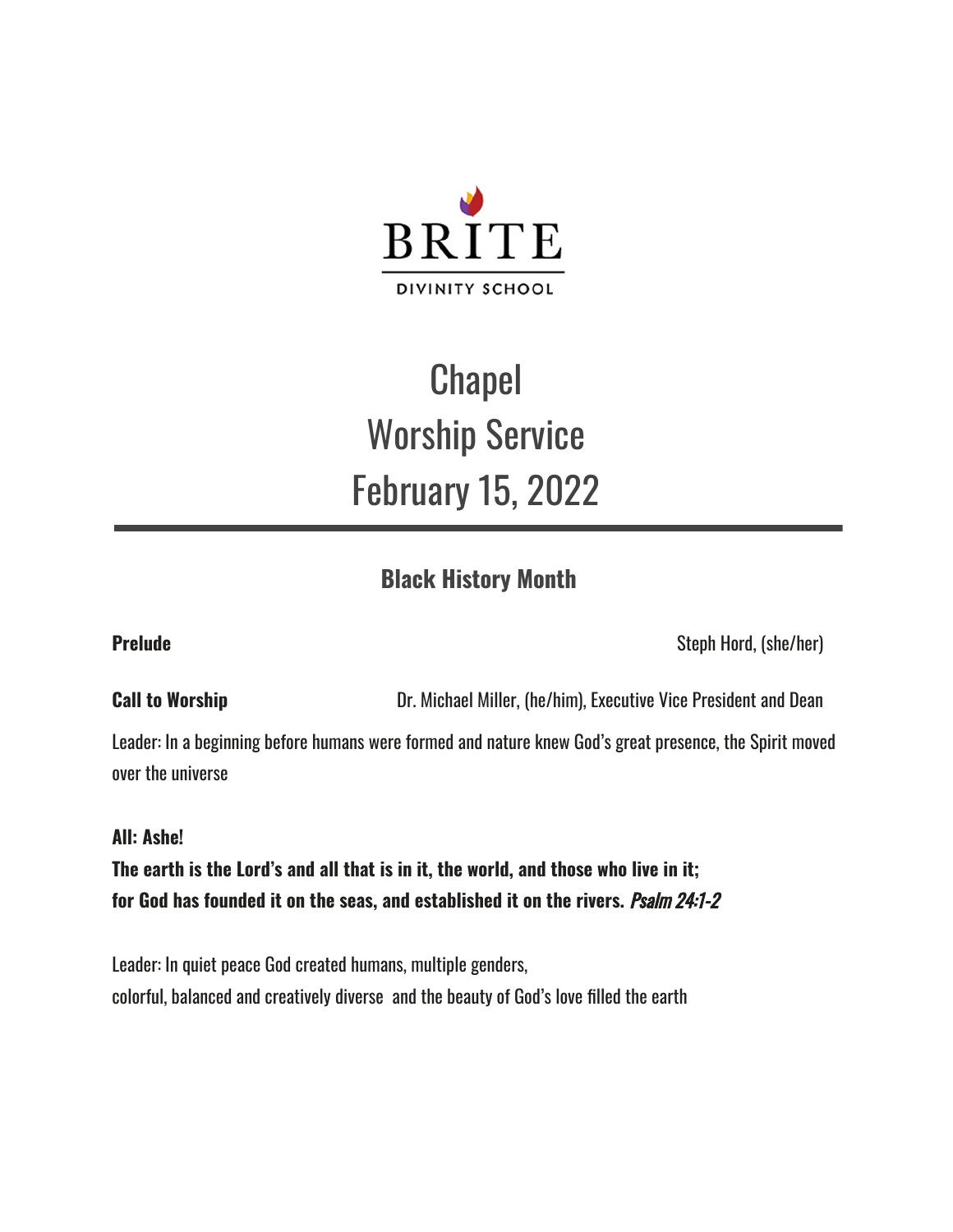BRITE

DIVINITY SCHOOL

# Chapel
# Worship Service
# February 15, 2022

---

## Black History Month

**Prelude** Steph Hord, (she/her)

**Call to Worship** Dr. Michael Miller, (he/him), Executive Vice President and Dean

Leader: In a beginning before humans were formed and nature knew God's great presence, the Spirit moved over the universe

**All: Ashe!**
**The earth is the Lord's and all that is in it, the world, and those who live in it;**
**for God has founded it on the seas, and established it on the rivers.** *Psalm 24:1-2*

Leader: In quiet peace God created humans, multiple genders,
colorful, balanced and creatively diverse and the beauty of God's love filled the earth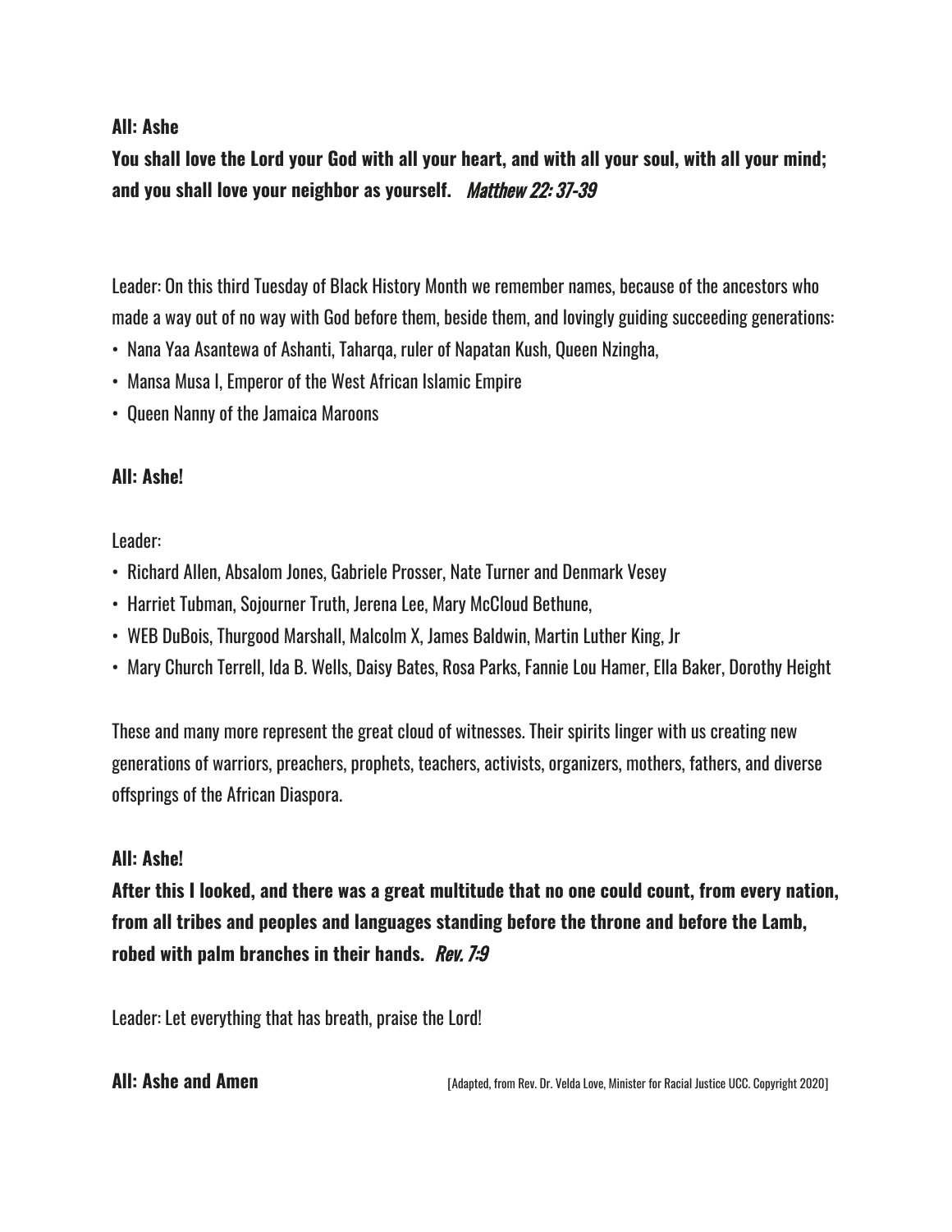**All: Ashe**

**You shall love the Lord your God with all your heart, and with all your soul, with all your mind; and you shall love your neighbor as yourself.** *Matthew 22: 37-39*

Leader: On this third Tuesday of Black History Month we remember names, because of the ancestors who made a way out of no way with God before them, beside them, and lovingly guiding succeeding generations:

- Nana Yaa Asantewa of Ashanti, Taharqa, ruler of Napatan Kush, Queen Nzingha,
- Mansa Musa I, Emperor of the West African Islamic Empire
- Queen Nanny of the Jamaica Maroons

**All: Ashe!**

Leader:

- Richard Allen, Absalom Jones, Gabriele Prosser, Nate Turner and Denmark Vesey
- Harriet Tubman, Sojourner Truth, Jerena Lee, Mary McCloud Bethune,
- WEB DuBois, Thurgood Marshall, Malcolm X, James Baldwin, Martin Luther King, Jr
- Mary Church Terrell, Ida B. Wells, Daisy Bates, Rosa Parks, Fannie Lou Hamer, Ella Baker, Dorothy Height

These and many more represent the great cloud of witnesses. Their spirits linger with us creating new generations of warriors, preachers, prophets, teachers, activists, organizers, mothers, fathers, and diverse offsprings of the African Diaspora.

**All: Ashe!**

**After this I looked, and there was a great multitude that no one could count, from every nation, from all tribes and peoples and languages standing before the throne and before the Lamb, robed with palm branches in their hands.** *Rev. 7:9*

Leader: Let everything that has breath, praise the Lord!

**All: Ashe and Amen** [Adapted, from Rev. Dr. Velda Love, Minister for Racial Justice UCC. Copyright 2020]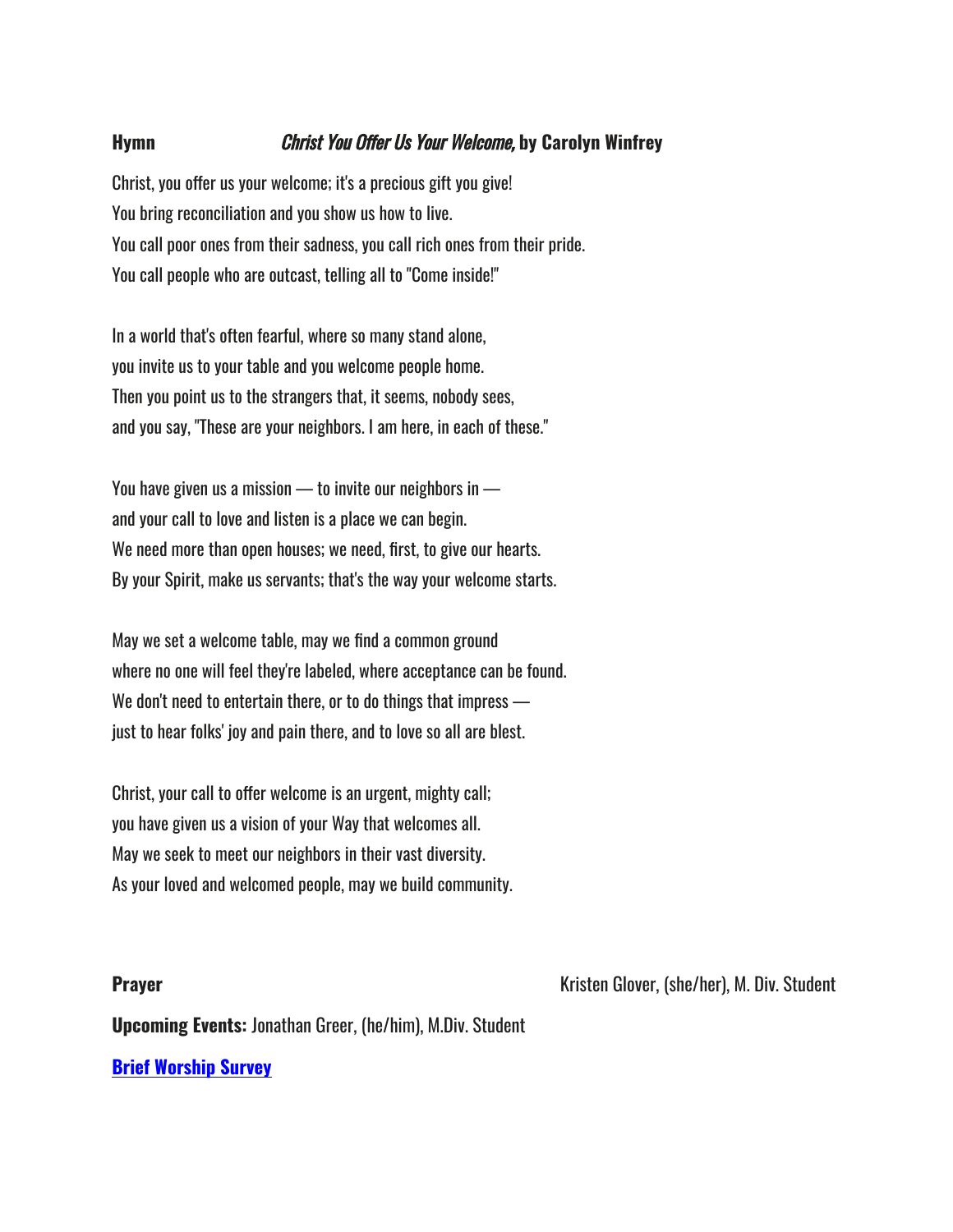**Hymn** *Christ You Offer Us Your Welcome,* **by Carolyn Winfrey**

Christ, you offer us your welcome; it's a precious gift you give!
You bring reconciliation and you show us how to live.
You call poor ones from their sadness, you call rich ones from their pride.
You call people who are outcast, telling all to "Come inside!"

In a world that's often fearful, where so many stand alone,
you invite us to your table and you welcome people home.
Then you point us to the strangers that, it seems, nobody sees,
and you say, "These are your neighbors. I am here, in each of these."

You have given us a mission — to invite our neighbors in —
and your call to love and listen is a place we can begin.
We need more than open houses; we need, first, to give our hearts.
By your Spirit, make us servants; that's the way your welcome starts.

May we set a welcome table, may we find a common ground
where no one will feel they're labeled, where acceptance can be found.
We don't need to entertain there, or to do things that impress —
just to hear folks' joy and pain there, and to love so all are blest.

Christ, your call to offer welcome is an urgent, mighty call;
you have given us a vision of your Way that welcomes all.
May we seek to meet our neighbors in their vast diversity.
As your loved and welcomed people, may we build community.

**Prayer** Kristen Glover, (she/her), M. Div. Student

**Upcoming Events:** Jonathan Greer, (he/him), M.Div. Student

**Brief Worship Survey**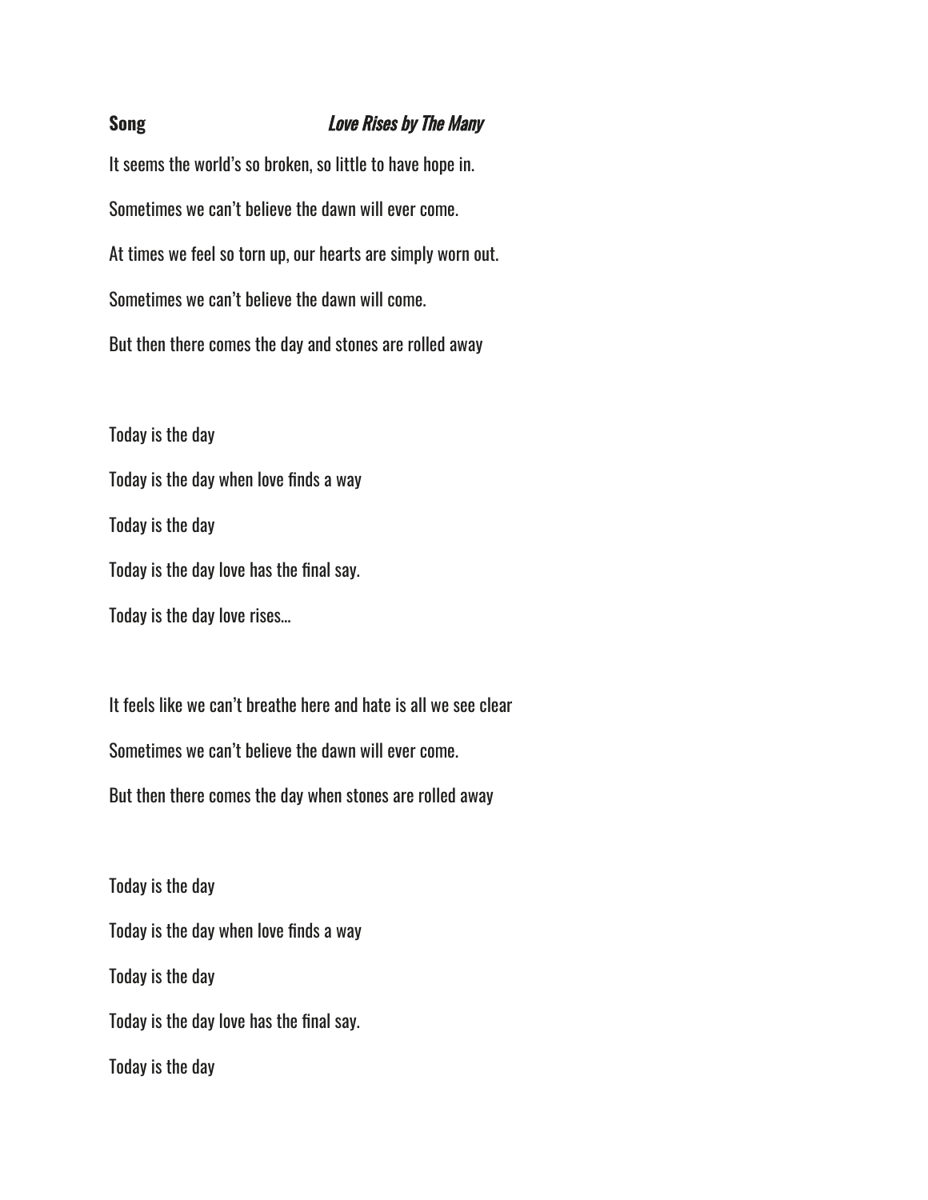**Song** *Love Rises by The Many*

It seems the world's so broken, so little to have hope in.

Sometimes we can't believe the dawn will ever come.

At times we feel so torn up, our hearts are simply worn out.

Sometimes we can't believe the dawn will come.

But then there comes the day and stones are rolled away

Today is the day

Today is the day when love finds a way

Today is the day

Today is the day love has the final say.

Today is the day love rises…

It feels like we can't breathe here and hate is all we see clear

Sometimes we can't believe the dawn will ever come.

But then there comes the day when stones are rolled away

Today is the day

Today is the day when love finds a way

Today is the day

Today is the day love has the final say.

Today is the day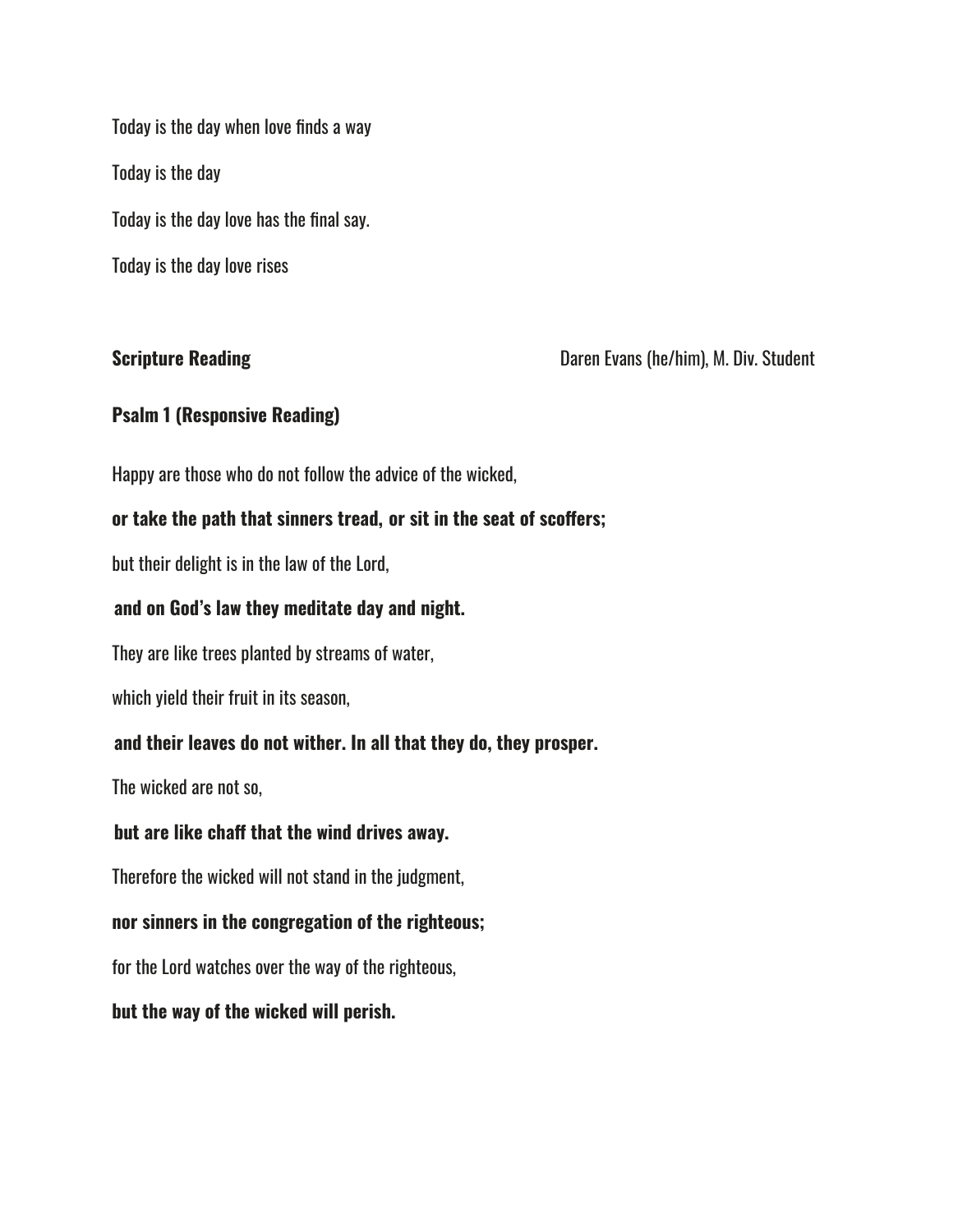Today is the day when love finds a way

Today is the day

Today is the day love has the final say.

Today is the day love rises

**Scripture Reading** Daren Evans (he/him), M. Div. Student

**Psalm 1 (Responsive Reading)**

Happy are those who do not follow the advice of the wicked,

**or take the path that sinners tread, or sit in the seat of scoffers;**

but their delight is in the law of the Lord,

**and on God's law they meditate day and night.**

They are like trees planted by streams of water,

which yield their fruit in its season,

**and their leaves do not wither. In all that they do, they prosper.**

The wicked are not so,

**but are like chaff that the wind drives away.**

Therefore the wicked will not stand in the judgment,

**nor sinners in the congregation of the righteous;**

for the Lord watches over the way of the righteous,

**but the way of the wicked will perish.**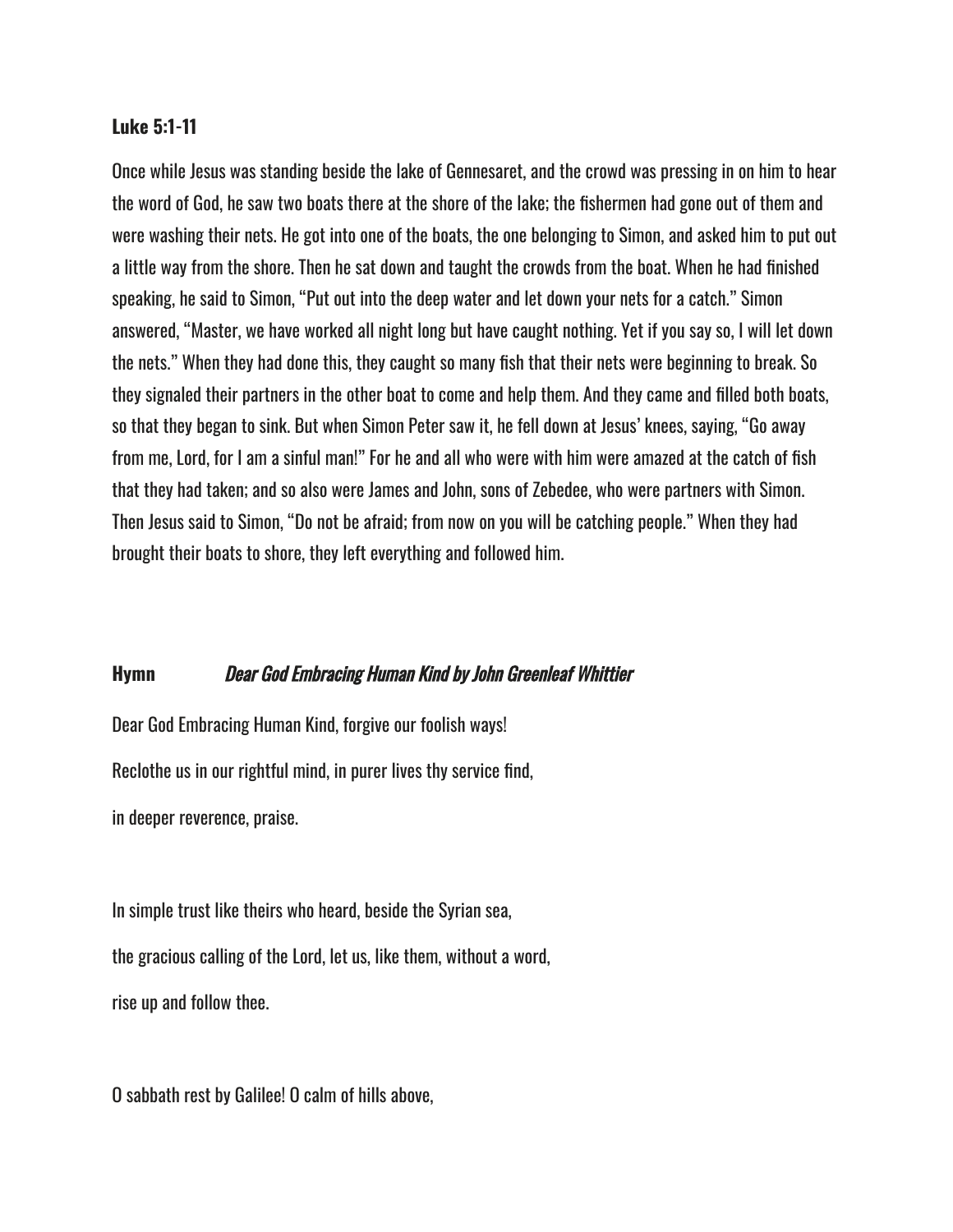**Luke 5:1-11**

Once while Jesus was standing beside the lake of Gennesaret, and the crowd was pressing in on him to hear the word of God, he saw two boats there at the shore of the lake; the fishermen had gone out of them and were washing their nets. He got into one of the boats, the one belonging to Simon, and asked him to put out a little way from the shore. Then he sat down and taught the crowds from the boat. When he had finished speaking, he said to Simon, "Put out into the deep water and let down your nets for a catch." Simon answered, "Master, we have worked all night long but have caught nothing. Yet if you say so, I will let down the nets." When they had done this, they caught so many fish that their nets were beginning to break. So they signaled their partners in the other boat to come and help them. And they came and filled both boats, so that they began to sink. But when Simon Peter saw it, he fell down at Jesus' knees, saying, "Go away from me, Lord, for I am a sinful man!" For he and all who were with him were amazed at the catch of fish that they had taken; and so also were James and John, sons of Zebedee, who were partners with Simon. Then Jesus said to Simon, "Do not be afraid; from now on you will be catching people." When they had brought their boats to shore, they left everything and followed him.

**Hymn** ***Dear God Embracing Human Kind by John Greenleaf Whittier***

Dear God Embracing Human Kind, forgive our foolish ways!

Reclothe us in our rightful mind, in purer lives thy service find,

in deeper reverence, praise.

In simple trust like theirs who heard, beside the Syrian sea,

the gracious calling of the Lord, let us, like them, without a word,

rise up and follow thee.

O sabbath rest by Galilee! O calm of hills above,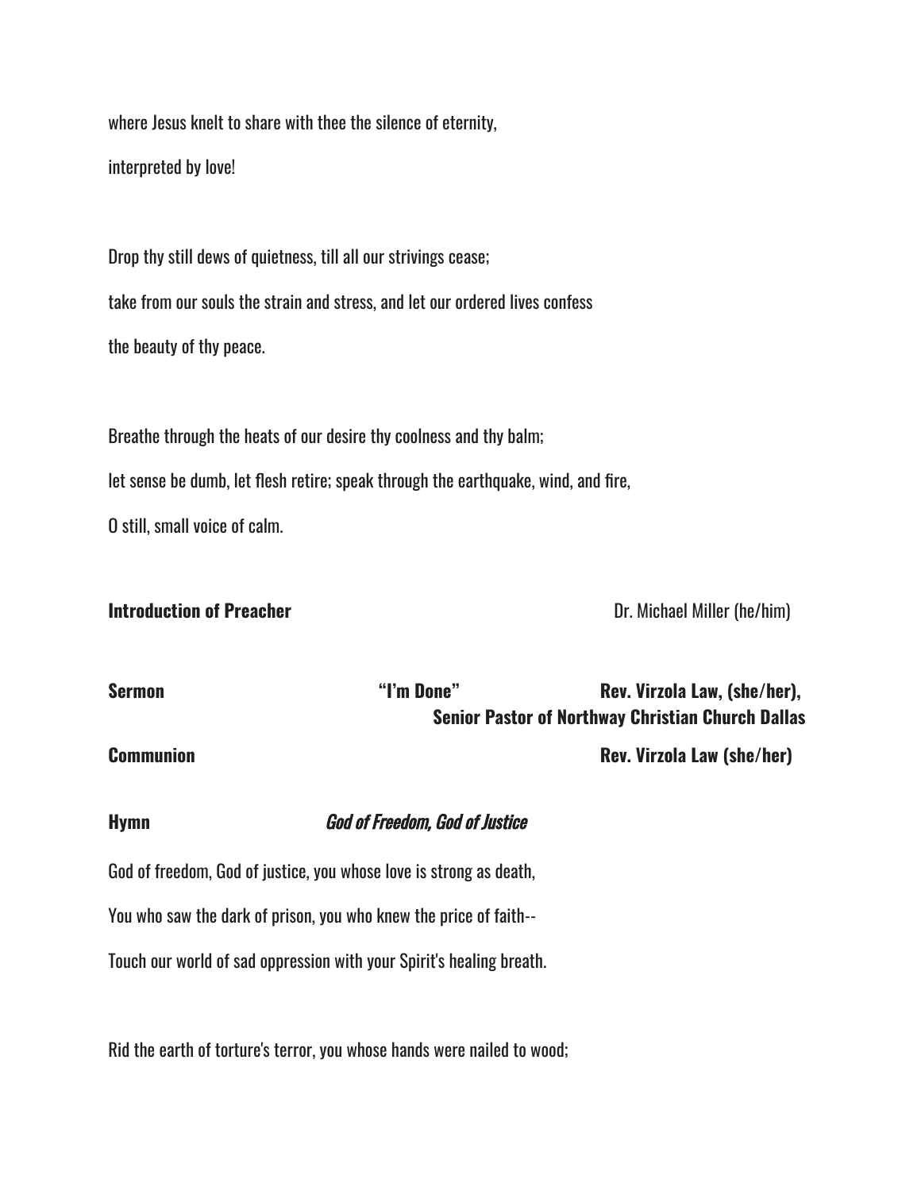where Jesus knelt to share with thee the silence of eternity,

interpreted by love!

Drop thy still dews of quietness, till all our strivings cease;

take from our souls the strain and stress, and let our ordered lives confess

the beauty of thy peace.

Breathe through the heats of our desire thy coolness and thy balm;

let sense be dumb, let flesh retire; speak through the earthquake, wind, and fire,

O still, small voice of calm.

**Introduction of Preacher** Dr. Michael Miller (he/him)

**Sermon** **"I'm Done"** **Rev. Virzola Law, (she/her), Senior Pastor of Northway Christian Church Dallas**

**Communion** **Rev. Virzola Law (she/her)**

**Hymn** ***God of Freedom, God of Justice***

God of freedom, God of justice, you whose love is strong as death,

You who saw the dark of prison, you who knew the price of faith--

Touch our world of sad oppression with your Spirit's healing breath.

Rid the earth of torture's terror, you whose hands were nailed to wood;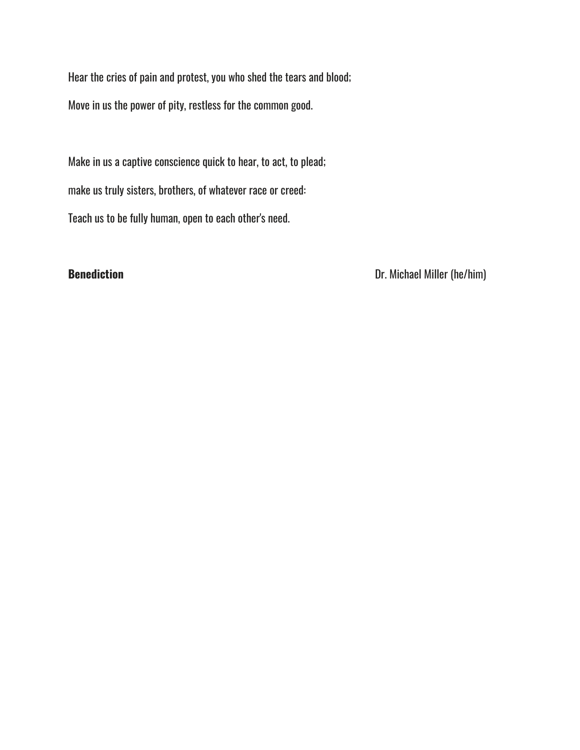Hear the cries of pain and protest, you who shed the tears and blood;

Move in us the power of pity, restless for the common good.

Make in us a captive conscience quick to hear, to act, to plead;

make us truly sisters, brothers, of whatever race or creed:

Teach us to be fully human, open to each other's need.

**Benediction** Dr. Michael Miller (he/him)